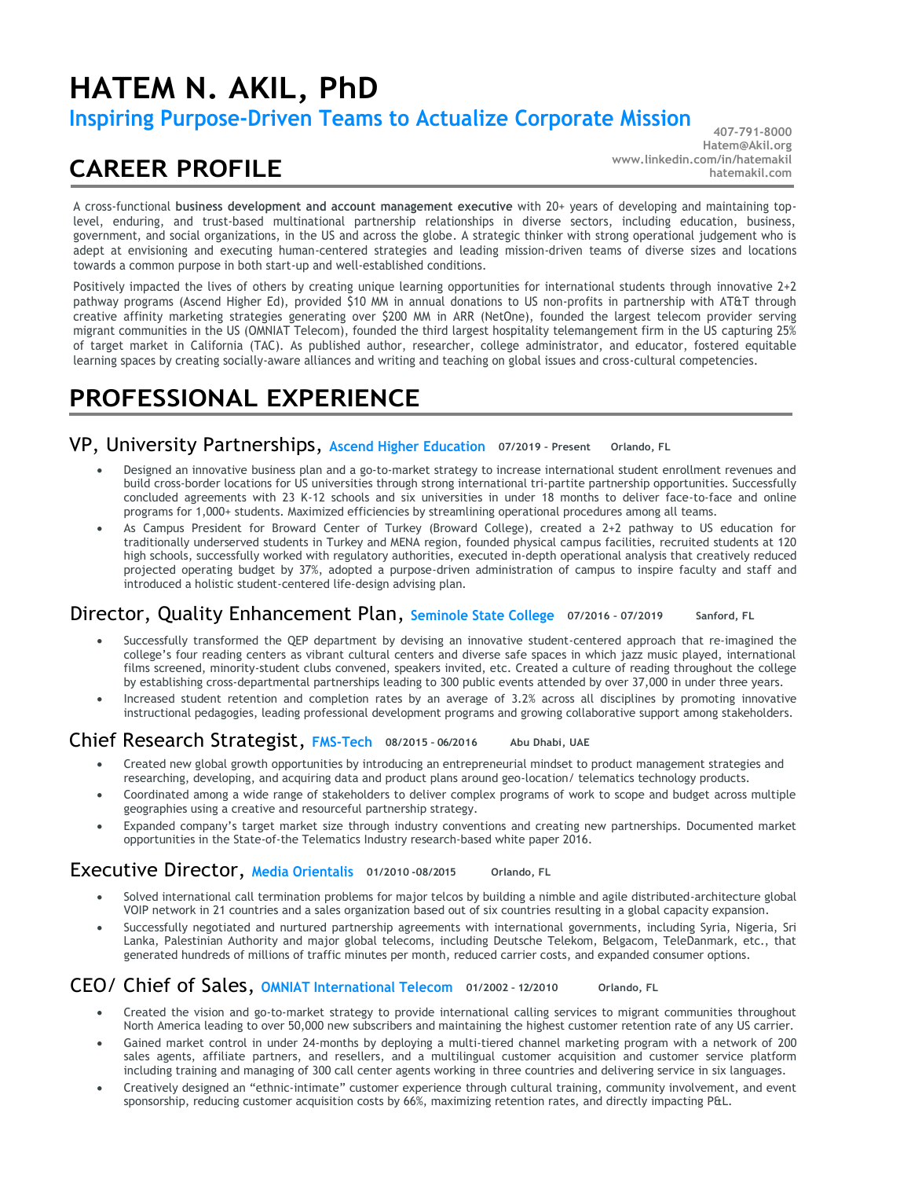# HATEM N. AKIL, PhD

**Inspiring Purpose-Driven Teams to Actualize Corporate Mission**

407-791-8000
Hatem@Akil.org
www.linkedin.com/in/hatemakil
hatemakil.com

## CAREER PROFILE

A cross-functional **business development and account management executive** with 20+ years of developing and maintaining top-level, enduring, and trust-based multinational partnership relationships in diverse sectors, including education, business, government, and social organizations, in the US and across the globe. A strategic thinker with strong operational judgement who is adept at envisioning and executing human-centered strategies and leading mission-driven teams of diverse sizes and locations towards a common purpose in both start-up and well-established conditions.

Positively impacted the lives of others by creating unique learning opportunities for international students through innovative 2+2 pathway programs (Ascend Higher Ed), provided $10 MM in annual donations to US non-profits in partnership with AT&T through creative affinity marketing strategies generating over $200 MM in ARR (NetOne), founded the largest telecom provider serving migrant communities in the US (OMNIAT Telecom), founded the third largest hospitality telemangement firm in the US capturing 25% of target market in California (TAC). As published author, researcher, college administrator, and educator, fostered equitable learning spaces by creating socially-aware alliances and writing and teaching on global issues and cross-cultural competencies.

## PROFESSIONAL EXPERIENCE

### VP, University Partnerships, Ascend Higher Education **07/2019 – Present** **Orlando, FL**

- Designed an innovative business plan and a go-to-market strategy to increase international student enrollment revenues and build cross-border locations for US universities through strong international tri-partite partnership opportunities. Successfully concluded agreements with 23 K-12 schools and six universities in under 18 months to deliver face-to-face and online programs for 1,000+ students. Maximized efficiencies by streamlining operational procedures among all teams.
- As Campus President for Broward Center of Turkey (Broward College), created a 2+2 pathway to US education for traditionally underserved students in Turkey and MENA region, founded physical campus facilities, recruited students at 120 high schools, successfully worked with regulatory authorities, executed in-depth operational analysis that creatively reduced projected operating budget by 37%, adopted a purpose-driven administration of campus to inspire faculty and staff and introduced a holistic student-centered life-design advising plan.

### Director, Quality Enhancement Plan, Seminole State College **07/2016 – 07/2019** **Sanford, FL**

- Successfully transformed the QEP department by devising an innovative student-centered approach that re-imagined the college's four reading centers as vibrant cultural centers and diverse safe spaces in which jazz music played, international films screened, minority-student clubs convened, speakers invited, etc. Created a culture of reading throughout the college by establishing cross-departmental partnerships leading to 300 public events attended by over 37,000 in under three years.
- Increased student retention and completion rates by an average of 3.2% across all disciplines by promoting innovative instructional pedagogies, leading professional development programs and growing collaborative support among stakeholders.

### Chief Research Strategist, FMS-Tech **08/2015 – 06/2016** **Abu Dhabi, UAE**

- Created new global growth opportunities by introducing an entrepreneurial mindset to product management strategies and researching, developing, and acquiring data and product plans around geo-location/ telematics technology products.
- Coordinated among a wide range of stakeholders to deliver complex programs of work to scope and budget across multiple geographies using a creative and resourceful partnership strategy.
- Expanded company's target market size through industry conventions and creating new partnerships. Documented market opportunities in the State-of-the Telematics Industry research-based white paper 2016.

### Executive Director, Media Orientalis **01/2010 -08/2015** **Orlando, FL**

- Solved international call termination problems for major telcos by building a nimble and agile distributed-architecture global VOIP network in 21 countries and a sales organization based out of six countries resulting in a global capacity expansion.
- Successfully negotiated and nurtured partnership agreements with international governments, including Syria, Nigeria, Sri Lanka, Palestinian Authority and major global telecoms, including Deutsche Telekom, Belgacom, TeleDanmark, etc., that generated hundreds of millions of traffic minutes per month, reduced carrier costs, and expanded consumer options.

### CEO/ Chief of Sales, OMNIAT International Telecom **01/2002 – 12/2010** **Orlando, FL**

- Created the vision and go-to-market strategy to provide international calling services to migrant communities throughout North America leading to over 50,000 new subscribers and maintaining the highest customer retention rate of any US carrier.
- Gained market control in under 24-months by deploying a multi-tiered channel marketing program with a network of 200 sales agents, affiliate partners, and resellers, and a multilingual customer acquisition and customer service platform including training and managing of 300 call center agents working in three countries and delivering service in six languages.
- Creatively designed an "ethnic-intimate" customer experience through cultural training, community involvement, and event sponsorship, reducing customer acquisition costs by 66%, maximizing retention rates, and directly impacting P&L.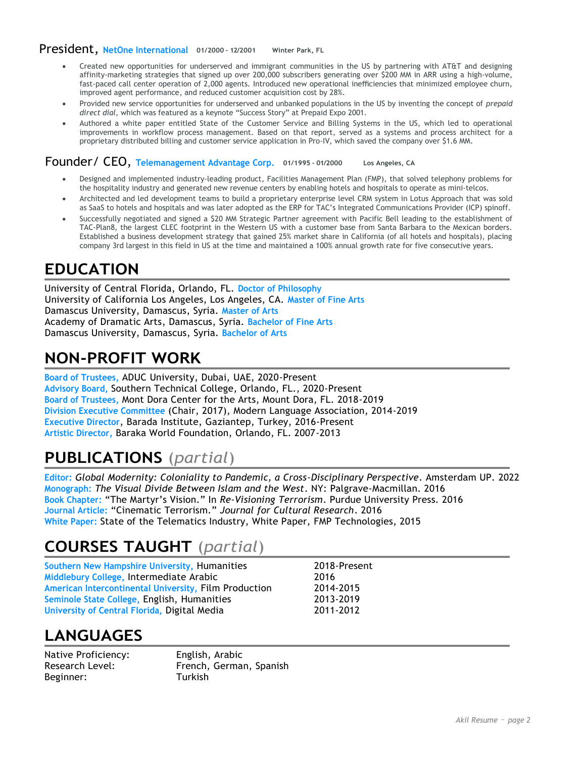### President, NetOne International **01/2000 – 12/2001** **Winter Park, FL**

- Created new opportunities for underserved and immigrant communities in the US by partnering with AT&T and designing affinity-marketing strategies that signed up over 200,000 subscribers generating over $200 MM in ARR using a high-volume, fast-paced call center operation of 2,000 agents. Introduced new operational inefficiencies that minimized employee churn, improved agent performance, and reduced customer acquisition cost by 28%.
- Provided new service opportunities for underserved and unbanked populations in the US by inventing the concept of *prepaid direct dial*, which was featured as a keynote "Success Story" at Prepaid Expo 2001.
- Authored a white paper entitled State of the Customer Service and Billing Systems in the US, which led to operational improvements in workflow process management. Based on that report, served as a systems and process architect for a proprietary distributed billing and customer service application in Pro-IV, which saved the company over $1.6 MM.

### Founder/ CEO, Telemanagement Advantage Corp. **01/1995 – 01/2000** **Los Angeles, CA**

- Designed and implemented industry-leading product, Facilities Management Plan (FMP), that solved telephony problems for the hospitality industry and generated new revenue centers by enabling hotels and hospitals to operate as mini-telcos.
- Architected and led development teams to build a proprietary enterprise level CRM system in Lotus Approach that was sold as SaaS to hotels and hospitals and was later adopted as the ERP for TAC's Integrated Communications Provider (ICP) spinoff.
- Successfully negotiated and signed a $20 MM Strategic Partner agreement with Pacific Bell leading to the establishment of TAC-Plan8, the largest CLEC footprint in the Western US with a customer base from Santa Barbara to the Mexican borders. Established a business development strategy that gained 25% market share in California (of all hotels and hospitals), placing company 3rd largest in this field in US at the time and maintained a 100% annual growth rate for five consecutive years.

## EDUCATION

University of Central Florida, Orlando, FL. Doctor of Philosophy
University of California Los Angeles, Los Angeles, CA. Master of Fine Arts
Damascus University, Damascus, Syria. Master of Arts
Academy of Dramatic Arts, Damascus, Syria. Bachelor of Fine Arts
Damascus University, Damascus, Syria. Bachelor of Arts

## NON-PROFIT WORK

Board of Trustees, ADUC University, Dubai, UAE, 2020-Present
Advisory Board, Southern Technical College, Orlando, FL., 2020-Present
Board of Trustees, Mont Dora Center for the Arts, Mount Dora, FL. 2018-2019
Division Executive Committee (Chair, 2017), Modern Language Association, 2014-2019
Executive Director, Barada Institute, Gaziantep, Turkey, 2016-Present
Artistic Director, Baraka World Foundation, Orlando, FL. 2007-2013

## PUBLICATIONS *(partial)*

Editor: *Global Modernity: Coloniality to Pandemic, a Cross-Disciplinary Perspective*. Amsterdam UP. 2022
Monograph: *The Visual Divide Between Islam and the West*. NY: Palgrave-Macmillan. 2016
Book Chapter: "The Martyr's Vision." In *Re-Visioning Terrorism*. Purdue University Press. 2016
Journal Article: "Cinematic Terrorism." *Journal for Cultural Research*. 2016
White Paper: State of the Telematics Industry, White Paper, FMP Technologies, 2015

## COURSES TAUGHT *(partial)*

| | |
|---|---|
| Southern New Hampshire University, Humanities | 2018-Present |
| Middlebury College, Intermediate Arabic | 2016 |
| American Intercontinental University, Film Production | 2014-2015 |
| Seminole State College, English, Humanities | 2013-2019 |
| University of Central Florida, Digital Media | 2011-2012 |

## LANGUAGES

| | |
|---|---|
| Native Proficiency: | English, Arabic |
| Research Level: | French, German, Spanish |
| Beginner: | Turkish |